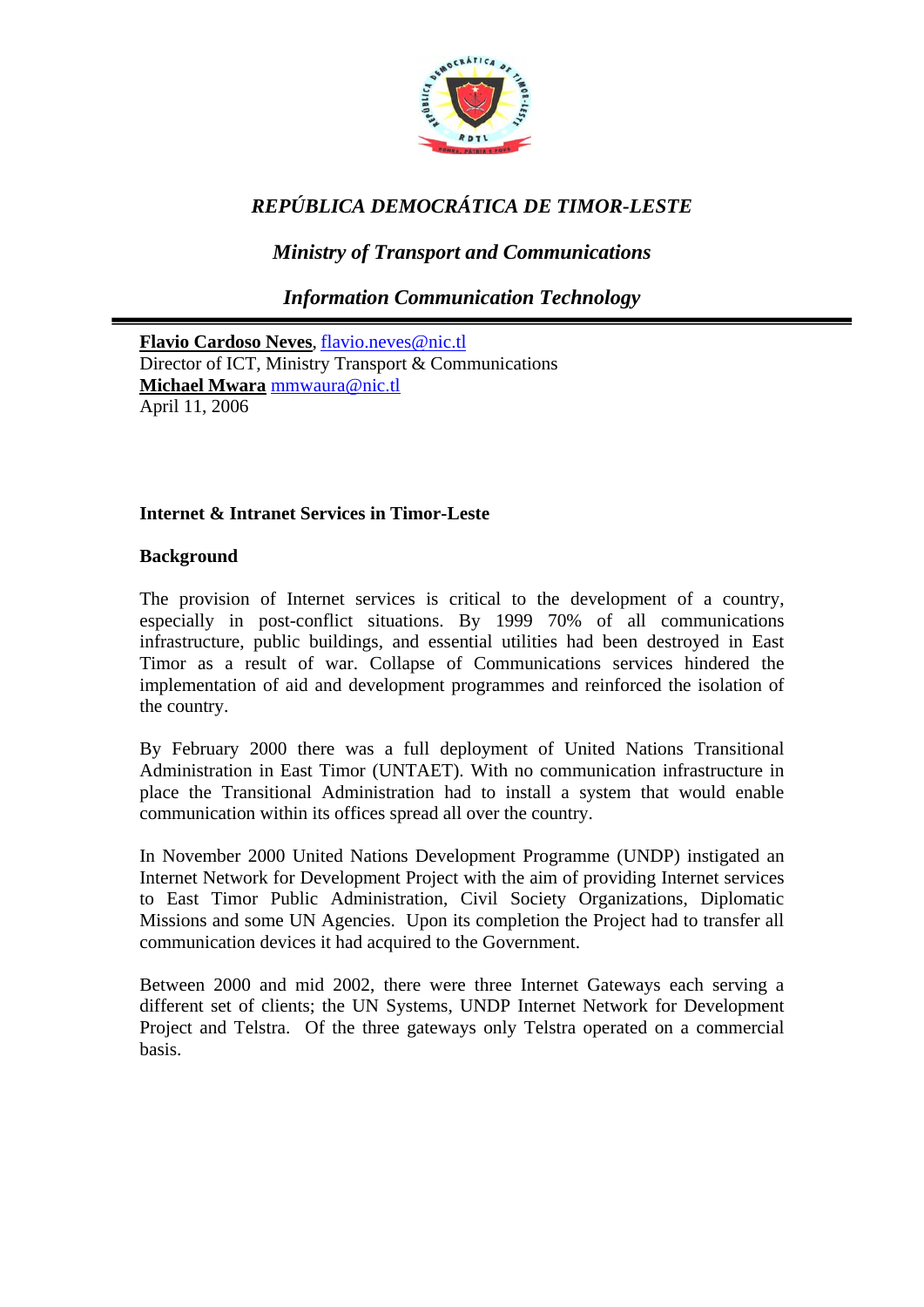*REPÚBLICA DEMOCRÁTICA DE TIMOR-LESTE*

*Ministry of Transport and Communications*

*Information Communication Technology*

---

**Flavio Cardoso Neves**, flavio.neves@nic.tl
Director of ICT, Ministry Transport & Communications
**Michael Mwara** mmwaura@nic.tl
April 11, 2006

## Internet & Intranet Services in Timor-Leste

### Background

The provision of Internet services is critical to the development of a country, especially in post-conflict situations. By 1999 70% of all communications infrastructure, public buildings, and essential utilities had been destroyed in East Timor as a result of war. Collapse of Communications services hindered the implementation of aid and development programmes and reinforced the isolation of the country.

By February 2000 there was a full deployment of United Nations Transitional Administration in East Timor (UNTAET). With no communication infrastructure in place the Transitional Administration had to install a system that would enable communication within its offices spread all over the country.

In November 2000 United Nations Development Programme (UNDP) instigated an Internet Network for Development Project with the aim of providing Internet services to East Timor Public Administration, Civil Society Organizations, Diplomatic Missions and some UN Agencies. Upon its completion the Project had to transfer all communication devices it had acquired to the Government.

Between 2000 and mid 2002, there were three Internet Gateways each serving a different set of clients; the UN Systems, UNDP Internet Network for Development Project and Telstra. Of the three gateways only Telstra operated on a commercial basis.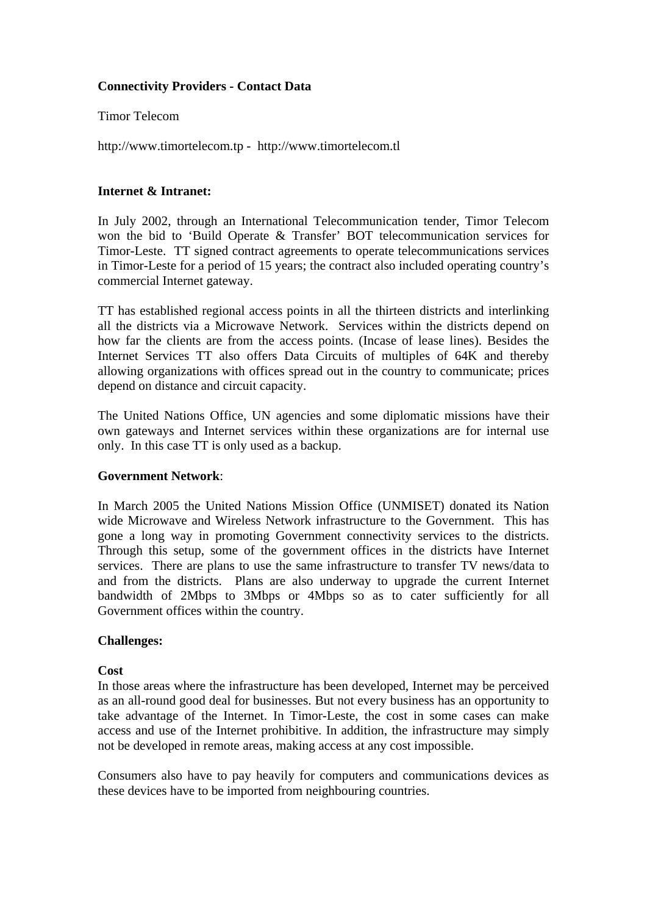**Connectivity Providers - Contact Data**

Timor Telecom

http://www.timortelecom.tp - http://www.timortelecom.tl

**Internet & Intranet:**

In July 2002, through an International Telecommunication tender, Timor Telecom won the bid to 'Build Operate & Transfer' BOT telecommunication services for Timor-Leste. TT signed contract agreements to operate telecommunications services in Timor-Leste for a period of 15 years; the contract also included operating country's commercial Internet gateway.

TT has established regional access points in all the thirteen districts and interlinking all the districts via a Microwave Network. Services within the districts depend on how far the clients are from the access points. (Incase of lease lines). Besides the Internet Services TT also offers Data Circuits of multiples of 64K and thereby allowing organizations with offices spread out in the country to communicate; prices depend on distance and circuit capacity.

The United Nations Office, UN agencies and some diplomatic missions have their own gateways and Internet services within these organizations are for internal use only. In this case TT is only used as a backup.

**Government Network**:

In March 2005 the United Nations Mission Office (UNMISET) donated its Nation wide Microwave and Wireless Network infrastructure to the Government. This has gone a long way in promoting Government connectivity services to the districts. Through this setup, some of the government offices in the districts have Internet services. There are plans to use the same infrastructure to transfer TV news/data to and from the districts. Plans are also underway to upgrade the current Internet bandwidth of 2Mbps to 3Mbps or 4Mbps so as to cater sufficiently for all Government offices within the country.

**Challenges:**

**Cost**

In those areas where the infrastructure has been developed, Internet may be perceived as an all-round good deal for businesses. But not every business has an opportunity to take advantage of the Internet. In Timor-Leste, the cost in some cases can make access and use of the Internet prohibitive. In addition, the infrastructure may simply not be developed in remote areas, making access at any cost impossible.

Consumers also have to pay heavily for computers and communications devices as these devices have to be imported from neighbouring countries.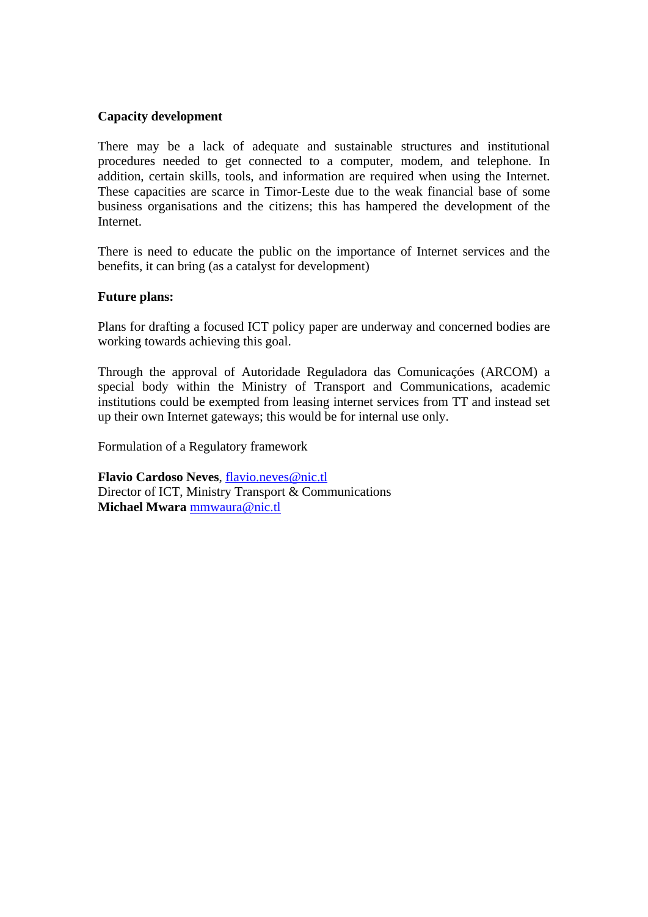**Capacity development**

There may be a lack of adequate and sustainable structures and institutional procedures needed to get connected to a computer, modem, and telephone. In addition, certain skills, tools, and information are required when using the Internet. These capacities are scarce in Timor-Leste due to the weak financial base of some business organisations and the citizens; this has hampered the development of the Internet.

There is need to educate the public on the importance of Internet services and the benefits, it can bring (as a catalyst for development)

**Future plans:**

Plans for drafting a focused ICT policy paper are underway and concerned bodies are working towards achieving this goal.

Through the approval of Autoridade Reguladora das Comunicaçóes (ARCOM) a special body within the Ministry of Transport and Communications, academic institutions could be exempted from leasing internet services from TT and instead set up their own Internet gateways; this would be for internal use only.

Formulation of a Regulatory framework

**Flavio Cardoso Neves**, flavio.neves@nic.tl
Director of ICT, Ministry Transport & Communications
**Michael Mwara** mmwaura@nic.tl